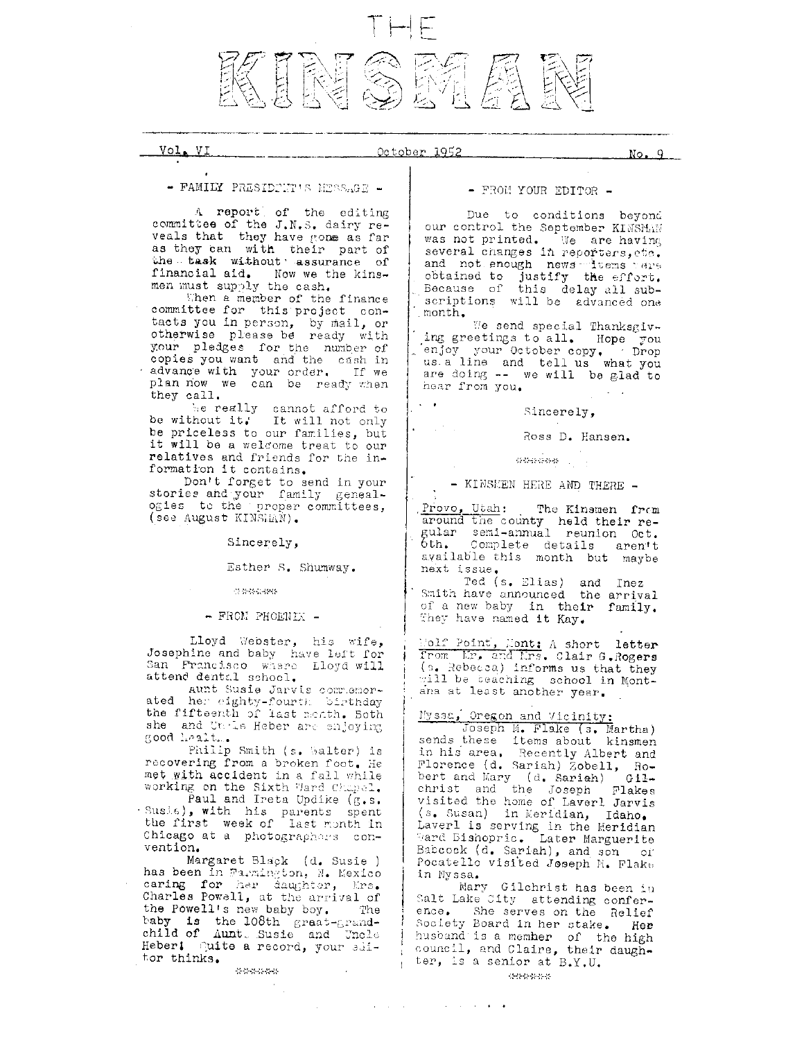# THE KINSMAN

Vol. VI — October 1952 — No. 9

## - FAMILY PRESIDENT'S MESSAGE -

A report of the editing committee of the J.N.S. dairy reveals that they have gone as far as they can with their part of the task without assurance of financial aid. Now we the kinsmen must supply the cash.

When a member of the finance committee for this project contacts you in person, by mail, or otherwise please be ready with your pledges for the number of copies you want and the cash in advance with your order. If we plan now we can be ready when they call.

We really cannot afford to be without it. It will not only be priceless to our families, but it will be a welcome treat to our relatives and friends for the information it contains.

Don't forget to send in your stories and your family genealogies to the proper committees, (see August KINSMAN).

Sincerely,

Esther S. Shumway.

\*\*\*\*\*\*

## - FROM PHOENIX -

Lloyd Webster, his wife, Josephine and baby have left for San Francisco where Lloyd will attend dental school.

Aunt Susie Jarvis commemorated her eighty-fourth birthday the fifteenth of last month. Both she and Uncle Heber are enjoying good health.

Philip Smith (s. Walter) is recovering from a broken foot. He met with accident in a fall while working on the Sixth Ward Chapel.

Paul and Ireta Updike (g.s. Susie), with his parents spent the first week of last month in Chicago at a photographers convention.

Margaret Black (d. Susie) has been in Farmington, N. Mexico caring for her daughter, Mrs. Charles Powell, at the arrival of the Powell's new baby boy. The baby is the 108th great-grandchild of Aunt Susie and Uncle Heber! Quite a record, your editor thinks.

\*\*\*\*\*\*

## - FROM YOUR EDITOR -

Due to conditions beyond our control the September KINSMAN was not printed. We are having several changes in reporters, etc. and not enough news items were obtained to justify the effort. Because of this delay all subscriptions will be advanced one month.

We send special Thanksgiving greetings to all. Hope you enjoy your October copy. Drop us a line and tell us what you are doing -- we will be glad to hear from you.

Sincerely,

Ross D. Hansen.

\*\*\*\*\*\*

## - KINSMEN HERE AND THERE -

Provo, Utah: The Kinsmen from around the county held their regular semi-annual reunion Oct. 6th. Complete details aren't available this month but maybe next issue.

Ted (s. Elias) and Inez Smith have announced the arrival of a new baby in their family. They have named it Kay.

Wolf Point, Mont: A short letter from Mr. and Mrs. Clair G. Rogers (s. Rebecca) informs us that they will be teaching school in Montana at least another year.

Nyssa, Oregon and Vicinity:

Joseph M. Flake (s. Martha) sends these items about kinsmen in his area. Recently Albert and Florence (d. Sariah) Zobell, Robert and Mary (d. Sariah) Gilchrist and the Joseph Flakes visited the home of Laverl Jarvis (s. Susan) in Meridian, Idaho. Laverl is serving in the Meridian Ward Bishopric. Later Marguerite Babcock (d. Sariah), and son of Pocatello visited Joseph M. Flake in Nyssa.

Mary Gilchrist has been in Salt Lake City attending conference. She serves on the Relief Society Board in her stake. Her husband is a member of the high council, and Claire, their daughter, is a senior at B.Y.U.

\*\*\*\*\*\*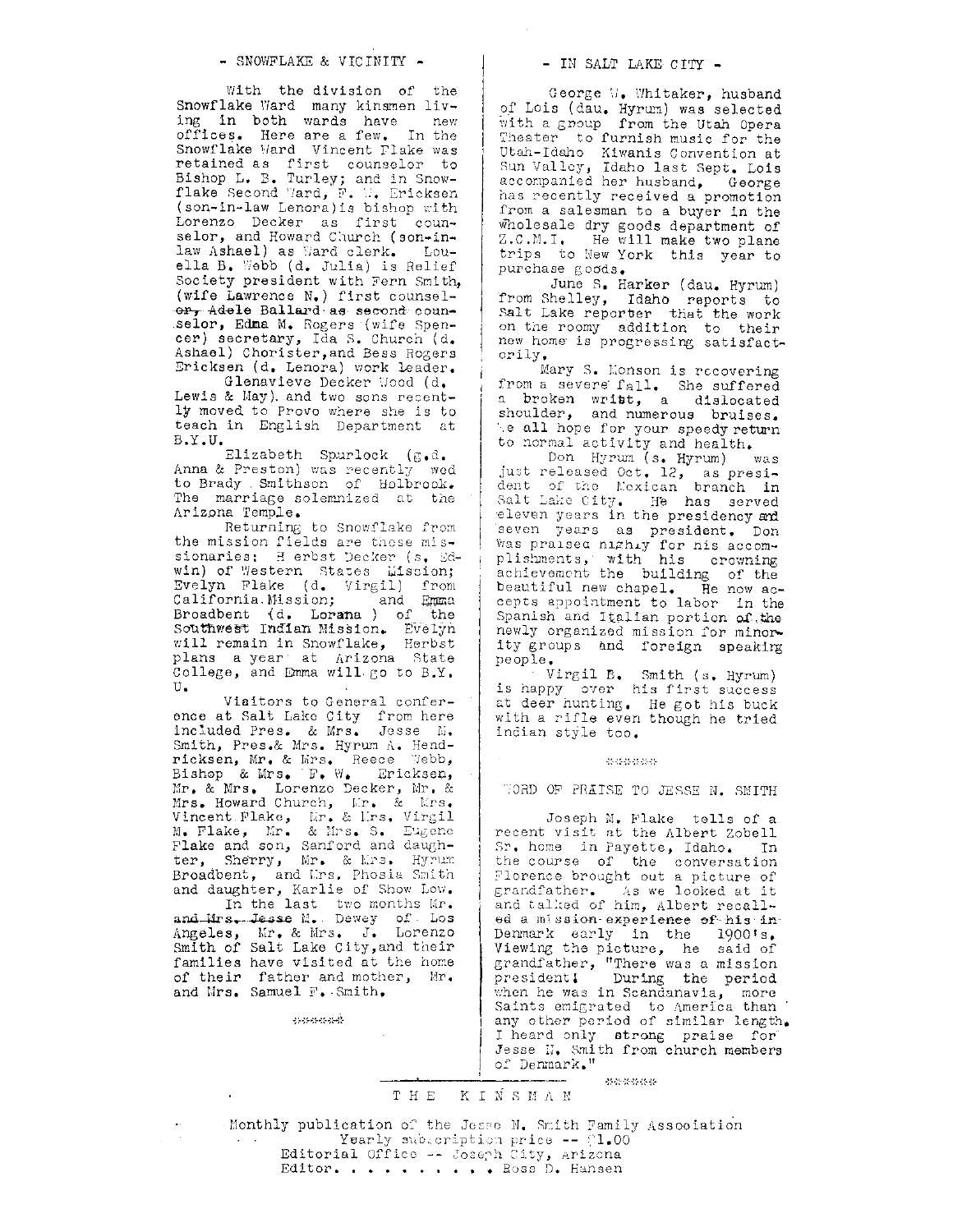## - SNOWFLAKE & VICINITY -

With the division of the Snowflake Ward many kinsmen living in both wards have new offices. Here are a few. In the Snowflake Ward Vincent Flake was retained as first counselor to Bishop L. B. Turley; and in Snowflake Second Ward, F. W. Ericksen (son-in-law Lenora) is bishop with Lorenzo Decker as first counselor, and Howard Church (son-in-law Ashael) as Ward clerk. Louella B. Webb (d. Julia) is Relief Society president with Fern Smith, (wife Lawrence N.) first counselor, ~~Adele Ballard as second counselor~~, Edma M. Rogers (wife Spencer) secretary, Ida S. Church (d. Ashael) Chorister, and Bess Rogers Ericksen (d. Lenora) work leader.

Glenavieve Decker Wood (d. Lewis & May) and two sons recently moved to Provo where she is to teach in English Department at B.Y.U.

Elizabeth Spurlock (g.d. Anna & Preston) was recently wed to Brady Smithson of Holbrook. The marriage solemnized at the Arizona Temple.

Returning to Snowflake from the mission fields are these missionaries: Herbst Decker (s. Edwin) of Western States Mission; Evelyn Flake (d. Virgil) from California Mission; and Emma Broadbent (d. Lorana ) of the Southwest Indian Mission. Evelyn will remain in Snowflake, Herbst plans a year at Arizona State College, and Emma will go to B.Y. U.

Visitors to General conference at Salt Lake City from here included Pres. & Mrs. Jesse M. Smith, Pres.& Mrs. Hyrum A. Hendricksen, Mr. & Mrs. Reece Webb, Bishop & Mrs. F. W. Ericksen, Mr. & Mrs. Lorenzo Decker, Mr. & Mrs. Howard Church, Mr. & Mrs. Vincent Flake, Mr. & Mrs. Virgil M. Flake, Mr. & Mrs. S. Eugene Flake and son, Sanford and daughter, Sherry, Mr. & Mrs. Hyrum Broadbent, and Mrs. Phosia Smith and daughter, Karlie of Show Low.

In the last two months Mr. ~~and Mrs. Jesse~~ M. Dewey of Los Angeles, Mr. & Mrs. J. Lorenzo Smith of Salt Lake City, and their families have visited at the home of their father and mother, Mr. and Mrs. Samuel F. Smith.

\*\*\*\*\*\*\*

## - IN SALT LAKE CITY -

George W. Whitaker, husband of Lois (dau. Hyrum) was selected with a group from the Utah Opera Theater to furnish music for the Utah-Idaho Kiwanis Convention at Sun Valley, Idaho last Sept. Lois accompanied her husband. George has recently received a promotion from a salesman to a buyer in the wholesale dry goods department of Z.C.M.I. He will make two plane trips to New York this year to purchase goods.

June S. Harker (dau. Hyrum) from Shelley, Idaho reports to Salt Lake reporter that the work on the roomy addition to their new home is progressing satisfactorily.

Mary S. Monson is recovering from a severe fall. She suffered a broken wrist, a dislocated shoulder, and numerous bruises. We all hope for your speedy return to normal activity and health.

Don Hyrum (s. Hyrum) was just released Oct. 12, as president of the Mexican branch in Salt Lake City. He has served eleven years in the presidency and seven years as president. Don was praised highly for his accomplishments, with his crowning achievement the building of the beautiful new chapel. He now accepts appointment to labor in the Spanish and Italian portion of the newly organized mission for minority groups and foreign speaking people.

Virgil B. Smith (s. Hyrum) is happy over his first success at deer hunting. He got his buck with a rifle even though he tried indian style too.

\*\*\*\*\*\*\*

## WORD OF PRAISE TO JESSE N. SMITH

Joseph M. Flake tells of a recent visit at the Albert Zobell Sr. home in Payette, Idaho. In the course of the conversation Florence brought out a picture of grandfather. As we looked at it and talked of him, Albert recalled ~~a mission experience of his in~~ Denmark early in the 1900's. Viewing the picture, he said of grandfather, "There was a mission president! During the period when he was in Scandanavia, more Saints emigrated to America than any other period of similar length. I heard only strong praise for Jesse N. Smith from church members of Denmark."

\*\*\*\*\*\*\*

## THE KINSMAN

Monthly publication of the Jesse N. Smith Family Association
Yearly subscription price -- $1.00
Editorial Office -- Joseph City, Arizona
Editor. . . . . . . . . . Ross D. Hansen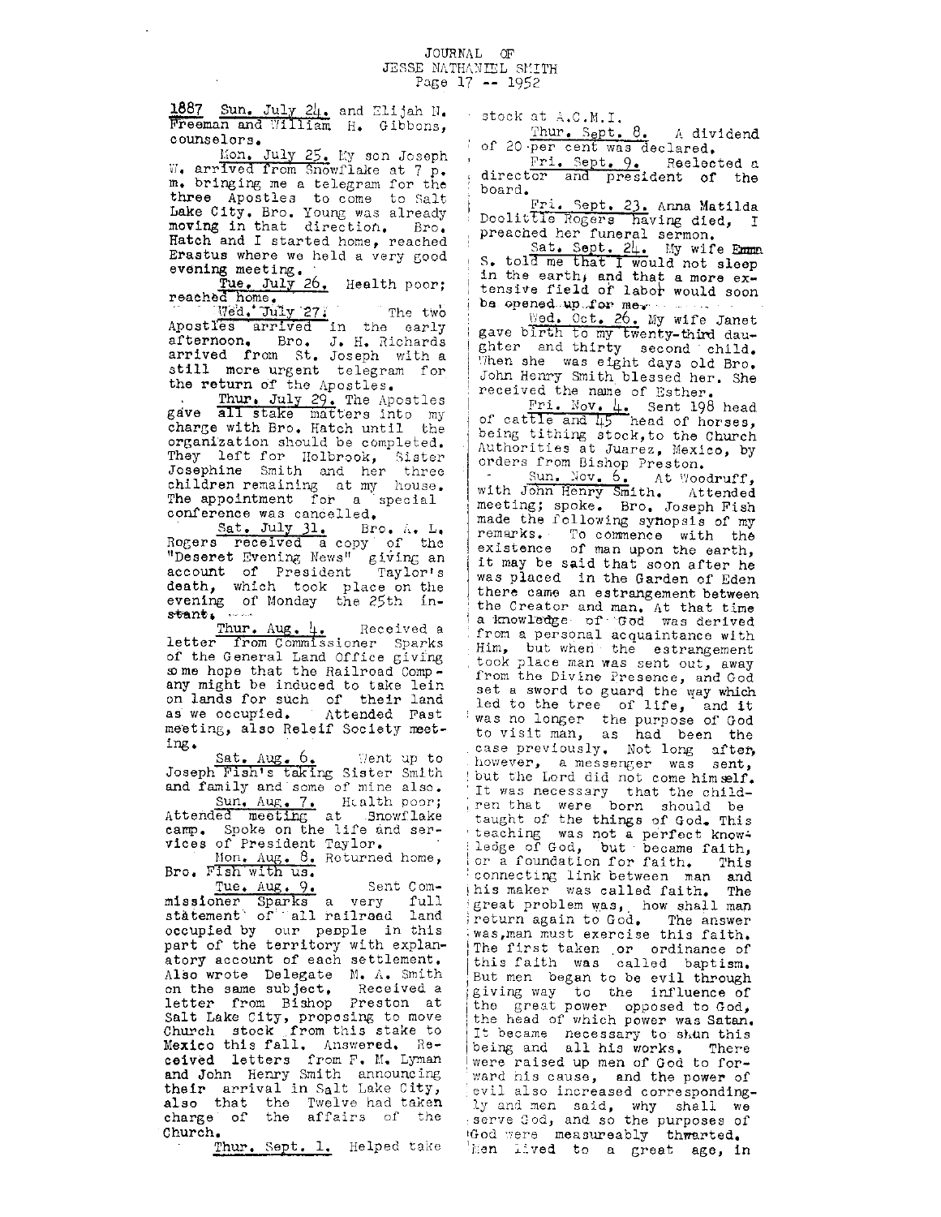1887 Sun. July 24. and Elijah N. Freeman and William H. Gibbons, counselors.

Mon. July 25. My son Joseph W. arrived from Snowflake at 7 p. m. bringing me a telegram for the three Apostles to come to Salt Lake City. Bro. Young was already moving in that direction. Bro. Hatch and I started home, reached Erastus where we held a very good evening meeting.

Tue. July 26. Health poor; reached home.

Wed. July 27. The two Apostles arrived in the early afternoon. Bro. J. H. Richards arrived from St. Joseph with a still more urgent telegram for the return of the Apostles.

Thur. July 29. The Apostles gave all stake matters into my charge with Bro. Hatch until the organization should be completed. They left for Holbrook, Sister Josephine Smith and her three children remaining at my house. The appointment for a special conference was cancelled.

Sat. July 31. Bro. A. L. Rogers received a copy of the "Deseret Evening News" giving an account of President Taylor's death, which took place on the evening of Monday the 25th instant.

Thur. Aug. 4. Received a letter from Commissioner Sparks of the General Land Office giving some hope that the Railroad Company might be induced to take lein on lands for such of their land as we occupied. Attended Fast meeting, also Releif Society meeting.

Sat. Aug. 6. Went up to Joseph Fish's taking Sister Smith and family and some of mine also.

Sun. Aug. 7. Health poor; Attended meeting at Snowflake camp. Spoke on the life and services of President Taylor.

Mon. Aug. 8. Returned home, Bro. Fish with us.

Tue. Aug. 9. Sent Commissioner Sparks a very full statement of all railroad land occupied by our people in this part of the territory with explanatory account of each settlement. Also wrote Delegate M. A. Smith on the same subject. Received a letter from Bishop Preston at Salt Lake City, proposing to move Church stock from this stake to Mexico this fall. Answered. Received letters from F. M. Lyman and John Henry Smith announcing their arrival in Salt Lake City, also that the Twelve had taken charge of the affairs of the Church.

Thur. Sept. 1. Helped take stock at A.C.M.I.

Thur. Sept. 8. A dividend of 20 per cent was declared.

Fri. Sept. 9. Reelected a director and president of the board.

Fri. Sept. 23. Anna Matilda Doolittle Rogers having died, I preached her funeral sermon.

Sat. Sept. 24. My wife Emma S. told me that I would not sleep in the earth, and that a more extensive field of labor would soon be opened up for me.

Wed. Oct. 26. My wife Janet gave birth to my twenty-third daughter and thirty second child. When she was eight days old Bro. John Henry Smith blessed her. She received the name of Esther.

Fri. Nov. 4. Sent 198 head of cattle and 45 head of horses, being tithing stock, to the Church Authorities at Juarez, Mexico, by orders from Bishop Preston.

Sun. Nov. 6. At Woodruff, with John Henry Smith. Attended meeting; spoke. Bro. Joseph Fish made the following synopsis of my remarks. To commence with the existence of man upon the earth, it may be said that soon after he was placed in the Garden of Eden there came an estrangement between the Creator and man. At that time a knowledge of God was derived from a personal acquaintance with Him, but when the estrangement took place man was sent out, away from the Divine Presence, and God set a sword to guard the way which led to the tree of life, and it was no longer the purpose of God to visit man, as had been the case previously. Not long after, however, a messenger was sent, but the Lord did not come himself. It was necessary that the children that were born should be taught of the things of God. This teaching was not a perfect knowledge of God, but became faith, or a foundation for faith. This connecting link between man and his maker was called faith. The great problem was, how shall man return again to God. The answer was, man must exercise this faith. The first taken or ordinance of this faith was called baptism. But men began to be evil through giving way to the influence of the great power opposed to God, the head of which power was Satan. It became necessary to shun this being and all his works. There were raised up men of God to forward his cause, and the power of evil also increased correspondingly and men said, why shall we serve God, and so the purposes of God were measureably thwarted. Men lived to a great age, in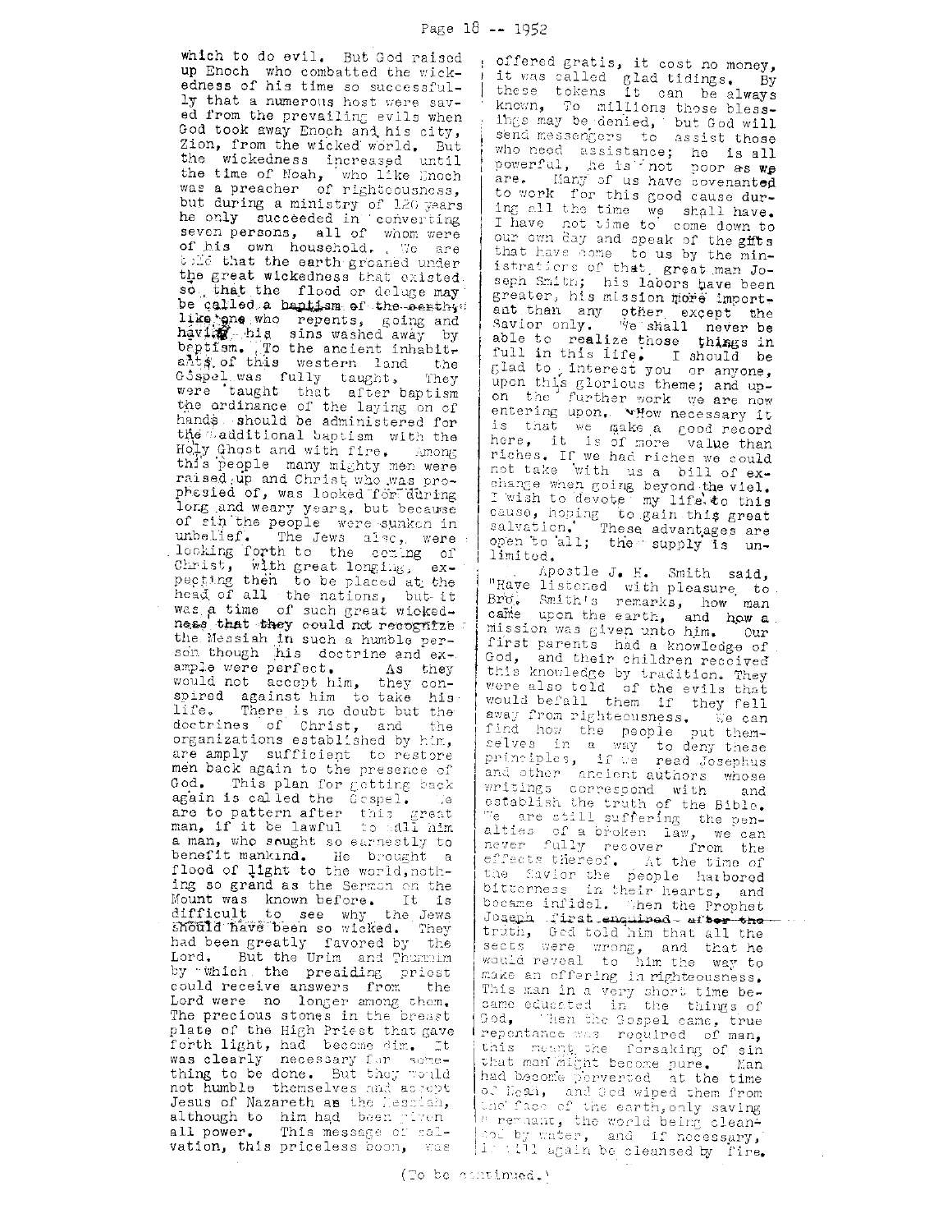which to do evil. But God raised up Enoch who combatted the wickedness of his time so successfully that a numerous host were saved from the prevailing evils when God took away Enoch and his city, Zion, from the wicked world. But the wickedness increased until the time of Noah, who like Enoch was a preacher of righteousness, but during a ministry of 120 years he only succeeded in converting seven persons, all of whom were of his own household. We are told that the earth groaned under the great wickedness that existed so, that the flood or deluge may be called a baptism of the earth; like one who repents, going and having his sins washed away by baptism. To the ancient inhabitants of this western land the Gospel was fully taught. They were taught that after baptism the ordinance of the laying on of hands should be administered for the additional baptism with the Holy Ghost and with fire. Among this people many mighty men were raised up and Christ who was prophesied of, was looked for during long and weary years, but because of sin the people were sunken in unbelief. The Jews also, were looking forth to the coming of Christ, with great longing, expecting then to be placed at the head of all the nations, but it was a time of such great wickedness that they could not recognize the Messiah in such a humble person though his doctrine and example were perfect. As they would not accept him, they conspired against him to take his life. There is no doubt but the doctrines of Christ, and the organizations established by him, are amply sufficient to restore men back again to the presence of God. This plan for getting back again is called the Gospel. We are to pattern after this great man, if it be lawful to call him a man, who sought so earnestly to benefit mankind. He brought a flood of light to the world, nothing so grand as the Sermon on the Mount was known before. It is difficult to see why the Jews should have been so wicked. They had been greatly favored by the Lord. But the Urim and Thummim by which the presiding priest could receive answers from the Lord were no longer among them. The precious stones in the breast plate of the High Priest that gave forth light, had become dim. It was clearly necessary for something to be done. But they would not humble themselves and accept Jesus of Nazareth as the Messiah, although to him had been given all power. This message of salvation, this priceless boon, was offered gratis, it cost no money, it was called glad tidings. By these tokens it can be always known. To millions those blessings may be denied, but God will send messengers to assist those who need assistance; he is all powerful, he is not poor as we are. Many of us have covenanted to work for this good cause during all the time we shall have. I have not time to come down to our own day and speak of the gifts that have come to us by the ministrations of that great man Joseph Smith; his labors have been greater, his mission more important than any other except the Savior only. We shall never be able to realize those things in full in this life. I should be glad to interest you or anyone, upon this glorious theme; and upon the further work we are now entering upon. How necessary it is that we make a good record here, it is of more value than riches. If we had riches we could not take with us a bill of exchange when going beyond the veil. I wish to devote my life to this cause, hoping to gain this great salvation. These advantages are open to all; the supply is unlimited.

Apostle J. H. Smith said, "Have listened with pleasure to Bro. Smith's remarks, how man came upon the earth, and how a mission was given unto him. Our first parents had a knowledge of God, and their children received this knowledge by tradition. They were also told of the evils that would befall them if they fell away from righteousness. We can find how the people put themselves in a way to deny these principles, if we read Josephus and other ancient authors whose writings correspond with and establish the truth of the Bible. We are still suffering the penalties of a broken law, we can never fully recover from the effects thereof. At the time of the Savior the people harbored bitterness in their hearts, and became infidel. When the Prophet Joseph first enquired after the truth, God told him that all the sects were wrong, and that he would reveal to him the way to make an offering in righteousness. This man in a very short time became educated in the things of God. When the Gospel came, true repentance was required of man, this meant the forsaking of sin that man might become pure. Man had become perverted at the time of Noah, and God wiped them from the face of the earth, only saving a remnant, the world being cleansed by water, and if necessary, it will again be cleansed by fire.

(To be continued.)